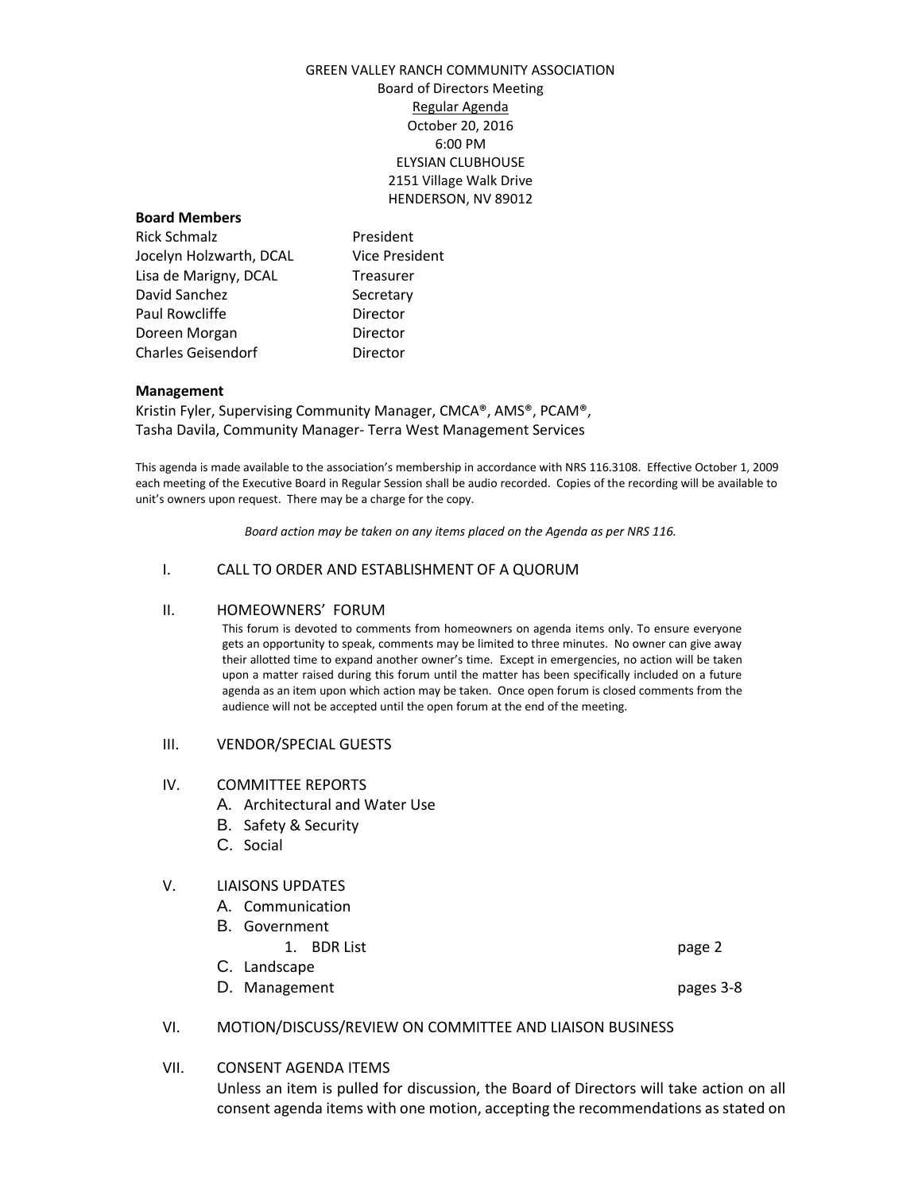GREEN VALLEY RANCH COMMUNITY ASSOCIATION
Board of Directors Meeting
Regular Agenda
October 20, 2016
6:00 PM
ELYSIAN CLUBHOUSE
2151 Village Walk Drive
HENDERSON, NV 89012

**Board Members**

| | |
|---|---|
| Rick Schmalz | President |
| Jocelyn Holzwarth, DCAL | Vice President |
| Lisa de Marigny, DCAL | Treasurer |
| David Sanchez | Secretary |
| Paul Rowcliffe | Director |
| Doreen Morgan | Director |
| Charles Geisendorf | Director |

**Management**

Kristin Fyler, Supervising Community Manager, CMCA®, AMS®, PCAM®,
Tasha Davila, Community Manager- Terra West Management Services

This agenda is made available to the association's membership in accordance with NRS 116.3108. Effective October 1, 2009 each meeting of the Executive Board in Regular Session shall be audio recorded. Copies of the recording will be available to unit's owners upon request. There may be a charge for the copy.

*Board action may be taken on any items placed on the Agenda as per NRS 116.*

I. CALL TO ORDER AND ESTABLISHMENT OF A QUORUM

II. HOMEOWNERS' FORUM

This forum is devoted to comments from homeowners on agenda items only. To ensure everyone gets an opportunity to speak, comments may be limited to three minutes. No owner can give away their allotted time to expand another owner's time. Except in emergencies, no action will be taken upon a matter raised during this forum until the matter has been specifically included on a future agenda as an item upon which action may be taken. Once open forum is closed comments from the audience will not be accepted until the open forum at the end of the meeting.

III. VENDOR/SPECIAL GUESTS

IV. COMMITTEE REPORTS

- A. Architectural and Water Use
- B. Safety & Security
- C. Social

V. LIAISONS UPDATES

- A. Communication
- B. Government
  1. BDR List — page 2
- C. Landscape
- D. Management — pages 3-8

VI. MOTION/DISCUSS/REVIEW ON COMMITTEE AND LIAISON BUSINESS

VII. CONSENT AGENDA ITEMS

Unless an item is pulled for discussion, the Board of Directors will take action on all consent agenda items with one motion, accepting the recommendations as stated on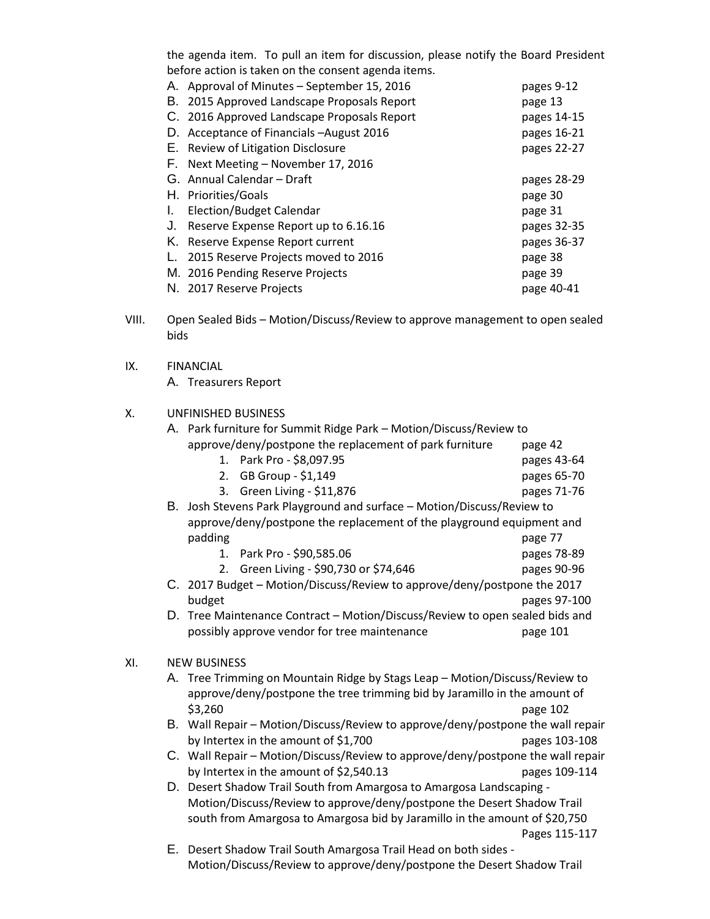the agenda item. To pull an item for discussion, please notify the Board President before action is taken on the consent agenda items.

A. Approval of Minutes – September 15, 2016 pages 9-12
B. 2015 Approved Landscape Proposals Report page 13
C. 2016 Approved Landscape Proposals Report pages 14-15
D. Acceptance of Financials –August 2016 pages 16-21
E. Review of Litigation Disclosure pages 22-27
F. Next Meeting – November 17, 2016
G. Annual Calendar – Draft pages 28-29
H. Priorities/Goals page 30
I. Election/Budget Calendar page 31
J. Reserve Expense Report up to 6.16.16 pages 32-35
K. Reserve Expense Report current pages 36-37
L. 2015 Reserve Projects moved to 2016 page 38
M. 2016 Pending Reserve Projects page 39
N. 2017 Reserve Projects page 40-41

VIII. Open Sealed Bids – Motion/Discuss/Review to approve management to open sealed bids

IX. FINANCIAL

A. Treasurers Report

X. UNFINISHED BUSINESS

A. Park furniture for Summit Ridge Park – Motion/Discuss/Review to approve/deny/postpone the replacement of park furniture page 42
   1. Park Pro - $8,097.95 pages 43-64
   2. GB Group - $1,149 pages 65-70
   3. Green Living - $11,876 pages 71-76
B. Josh Stevens Park Playground and surface – Motion/Discuss/Review to approve/deny/postpone the replacement of the playground equipment and padding page 77
   1. Park Pro - $90,585.06 pages 78-89
   2. Green Living - $90,730 or $74,646 pages 90-96
C. 2017 Budget – Motion/Discuss/Review to approve/deny/postpone the 2017 budget pages 97-100
D. Tree Maintenance Contract – Motion/Discuss/Review to open sealed bids and possibly approve vendor for tree maintenance page 101

XI. NEW BUSINESS

A. Tree Trimming on Mountain Ridge by Stags Leap – Motion/Discuss/Review to approve/deny/postpone the tree trimming bid by Jaramillo in the amount of $3,260 page 102
B. Wall Repair – Motion/Discuss/Review to approve/deny/postpone the wall repair by Intertex in the amount of $1,700 pages 103-108
C. Wall Repair – Motion/Discuss/Review to approve/deny/postpone the wall repair by Intertex in the amount of $2,540.13 pages 109-114
D. Desert Shadow Trail South from Amargosa to Amargosa Landscaping - Motion/Discuss/Review to approve/deny/postpone the Desert Shadow Trail south from Amargosa to Amargosa bid by Jaramillo in the amount of $20,750 Pages 115-117
E. Desert Shadow Trail South Amargosa Trail Head on both sides - Motion/Discuss/Review to approve/deny/postpone the Desert Shadow Trail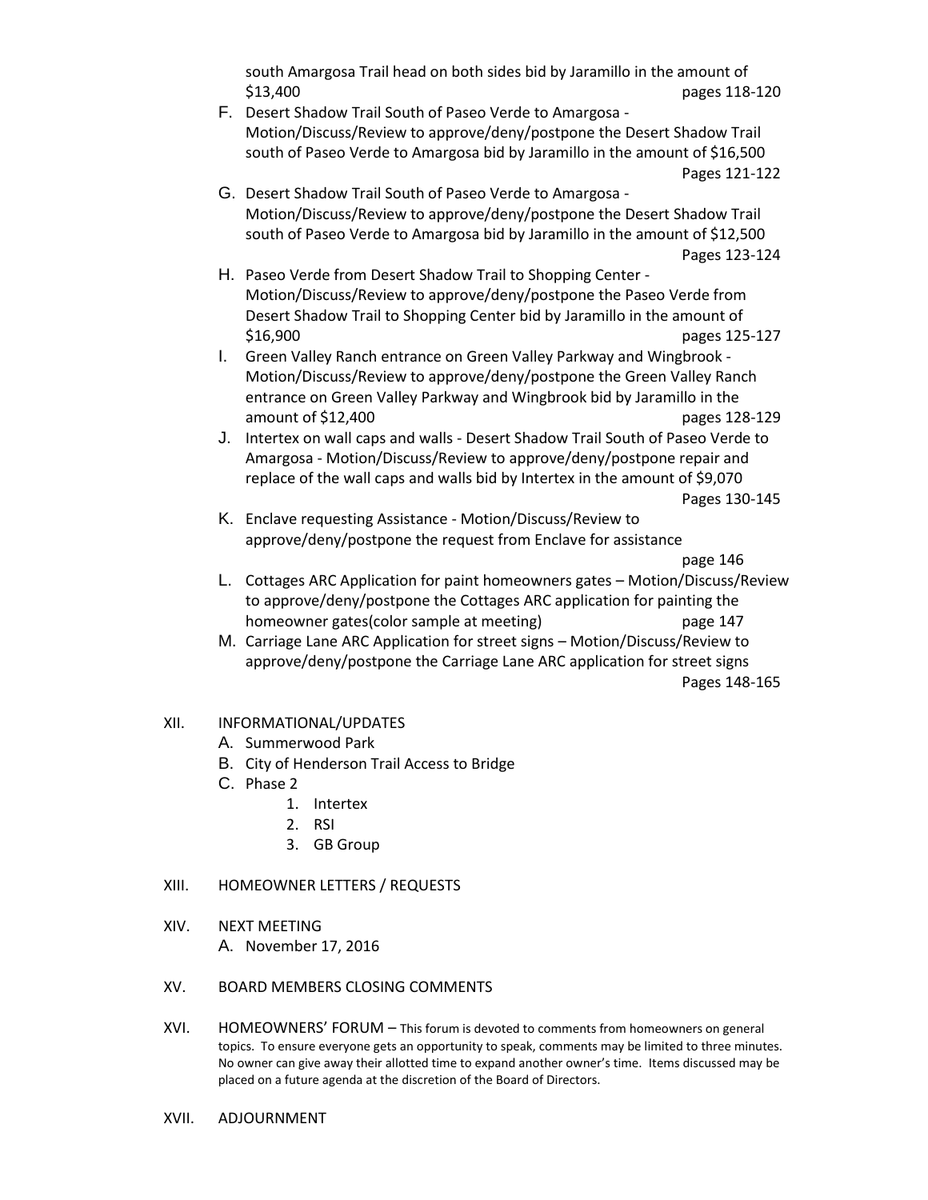south Amargosa Trail head on both sides bid by Jaramillo in the amount of $13,400 pages 118-120

F. Desert Shadow Trail South of Paseo Verde to Amargosa - Motion/Discuss/Review to approve/deny/postpone the Desert Shadow Trail south of Paseo Verde to Amargosa bid by Jaramillo in the amount of $16,500 Pages 121-122

G. Desert Shadow Trail South of Paseo Verde to Amargosa - Motion/Discuss/Review to approve/deny/postpone the Desert Shadow Trail south of Paseo Verde to Amargosa bid by Jaramillo in the amount of $12,500 Pages 123-124

H. Paseo Verde from Desert Shadow Trail to Shopping Center - Motion/Discuss/Review to approve/deny/postpone the Paseo Verde from Desert Shadow Trail to Shopping Center bid by Jaramillo in the amount of $16,900 pages 125-127

I. Green Valley Ranch entrance on Green Valley Parkway and Wingbrook - Motion/Discuss/Review to approve/deny/postpone the Green Valley Ranch entrance on Green Valley Parkway and Wingbrook bid by Jaramillo in the amount of $12,400 pages 128-129

J. Intertex on wall caps and walls - Desert Shadow Trail South of Paseo Verde to Amargosa - Motion/Discuss/Review to approve/deny/postpone repair and replace of the wall caps and walls bid by Intertex in the amount of $9,070 Pages 130-145

K. Enclave requesting Assistance - Motion/Discuss/Review to approve/deny/postpone the request from Enclave for assistance page 146

L. Cottages ARC Application for paint homeowners gates – Motion/Discuss/Review to approve/deny/postpone the Cottages ARC application for painting the homeowner gates(color sample at meeting) page 147

M. Carriage Lane ARC Application for street signs – Motion/Discuss/Review to approve/deny/postpone the Carriage Lane ARC application for street signs Pages 148-165

XII. INFORMATIONAL/UPDATES

A. Summerwood Park

B. City of Henderson Trail Access to Bridge

C. Phase 2

1. Intertex
2. RSI
3. GB Group

XIII. HOMEOWNER LETTERS / REQUESTS

XIV. NEXT MEETING

A. November 17, 2016

XV. BOARD MEMBERS CLOSING COMMENTS

XVI. HOMEOWNERS' FORUM – This forum is devoted to comments from homeowners on general topics. To ensure everyone gets an opportunity to speak, comments may be limited to three minutes. No owner can give away their allotted time to expand another owner's time. Items discussed may be placed on a future agenda at the discretion of the Board of Directors.

XVII. ADJOURNMENT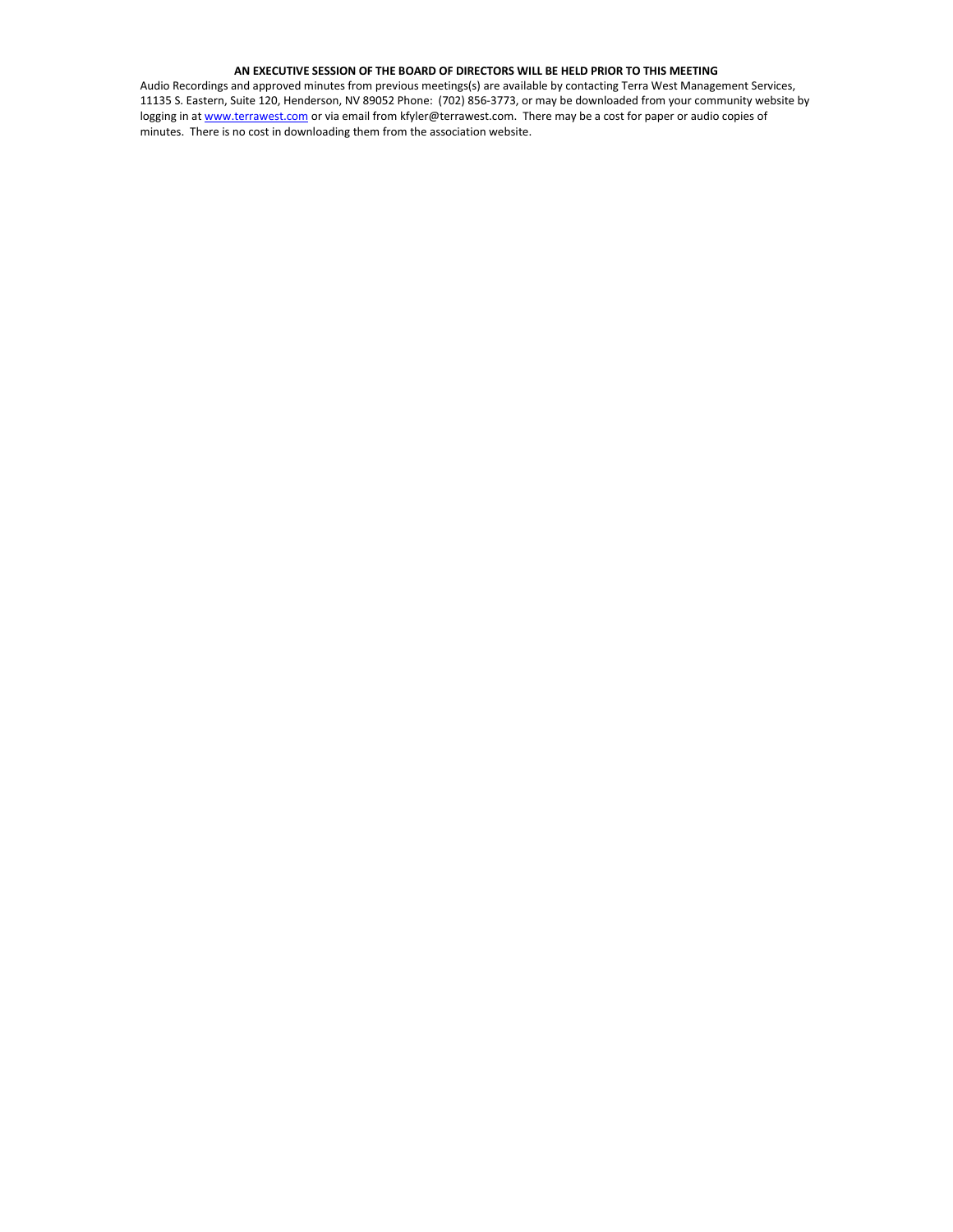**AN EXECUTIVE SESSION OF THE BOARD OF DIRECTORS WILL BE HELD PRIOR TO THIS MEETING**

Audio Recordings and approved minutes from previous meetings(s) are available by contacting Terra West Management Services, 11135 S. Eastern, Suite 120, Henderson, NV 89052 Phone: (702) 856-3773, or may be downloaded from your community website by logging in at www.terrawest.com or via email from kfyler@terrawest.com. There may be a cost for paper or audio copies of minutes. There is no cost in downloading them from the association website.